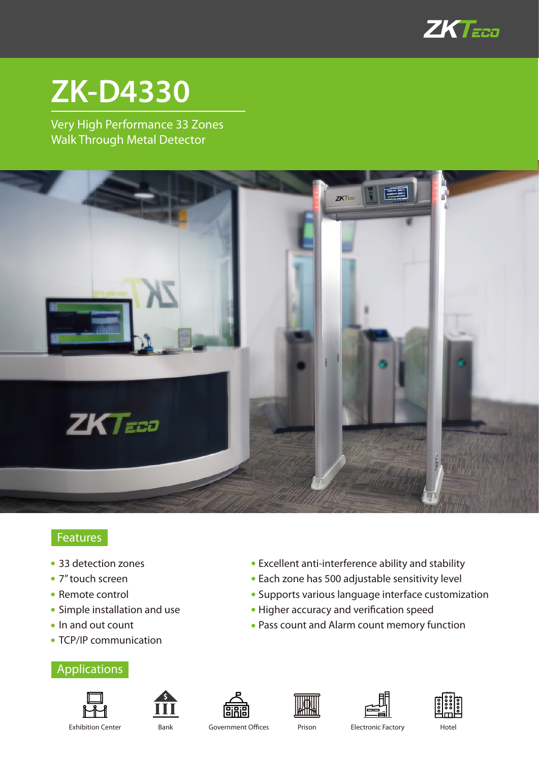# ZK-D4330

Very High Performance 33 Zones
Walk Through Metal Detector

## Features

- 33 detection zones
- 7″ touch screen
- Remote control
- Simple installation and use
- In and out count
- TCP/IP communication
- Excellent anti-interference ability and stability
- Each zone has 500 adjustable sensitivity level
- Supports various language interface customization
- Higher accuracy and verification speed
- Pass count and Alarm count memory function

## Applications

Exhibition Center

Bank

Government Offices

Prison

Electronic Factory

Hotel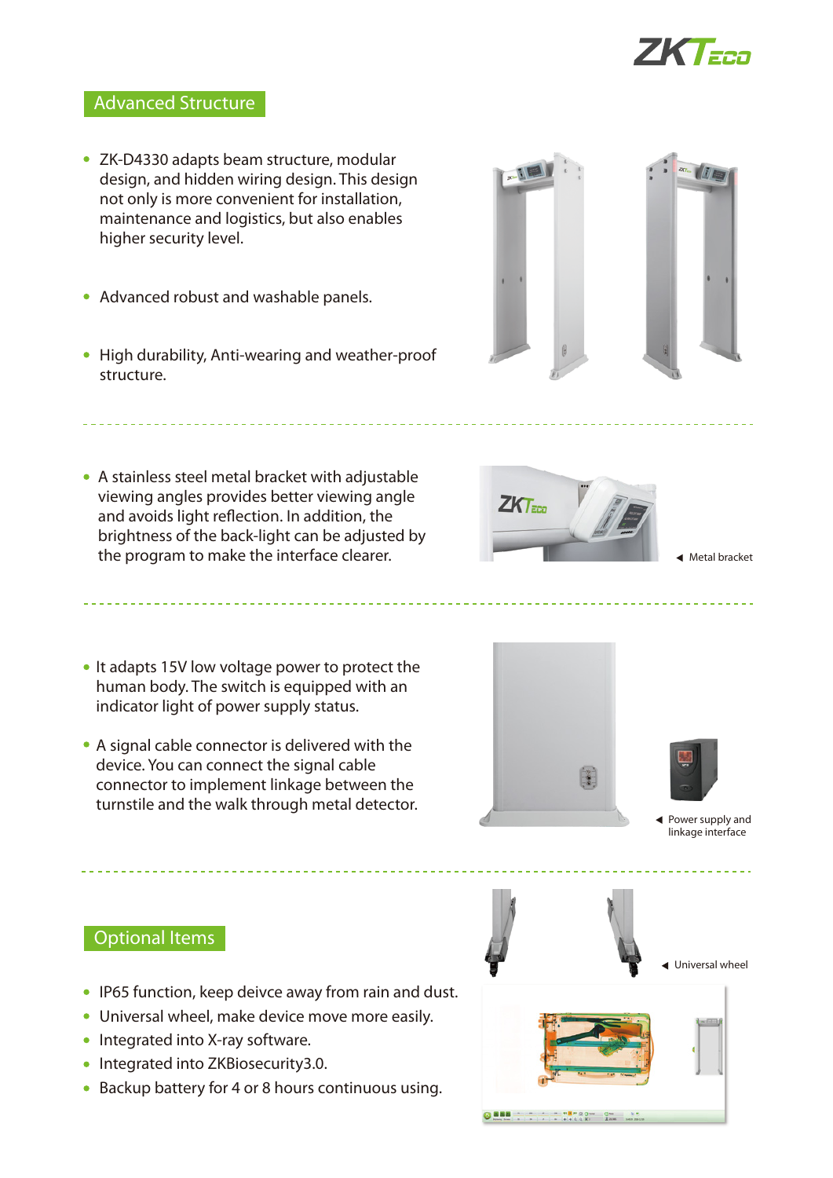## Advanced Structure

- ZK-D4330 adapts beam structure, modular design, and hidden wiring design. This design not only is more convenient for installation, maintenance and logistics, but also enables higher security level.
- Advanced robust and washable panels.
- High durability, Anti-wearing and weather-proof structure.

---

- A stainless steel metal bracket with adjustable viewing angles provides better viewing angle and avoids light reflection. In addition, the brightness of the back-light can be adjusted by the program to make the interface clearer.

◀ Metal bracket

---

- It adapts 15V low voltage power to protect the human body. The switch is equipped with an indicator light of power supply status.
- A signal cable connector is delivered with the device. You can connect the signal cable connector to implement linkage between the turnstile and the walk through metal detector.

◀ Power supply and linkage interface

---

## Optional Items

- IP65 function, keep deivce away from rain and dust.
- Universal wheel, make device move more easily.
- Integrated into X-ray software.
- Integrated into ZKBiosecurity3.0.
- Backup battery for 4 or 8 hours continuous using.

◀ Universal wheel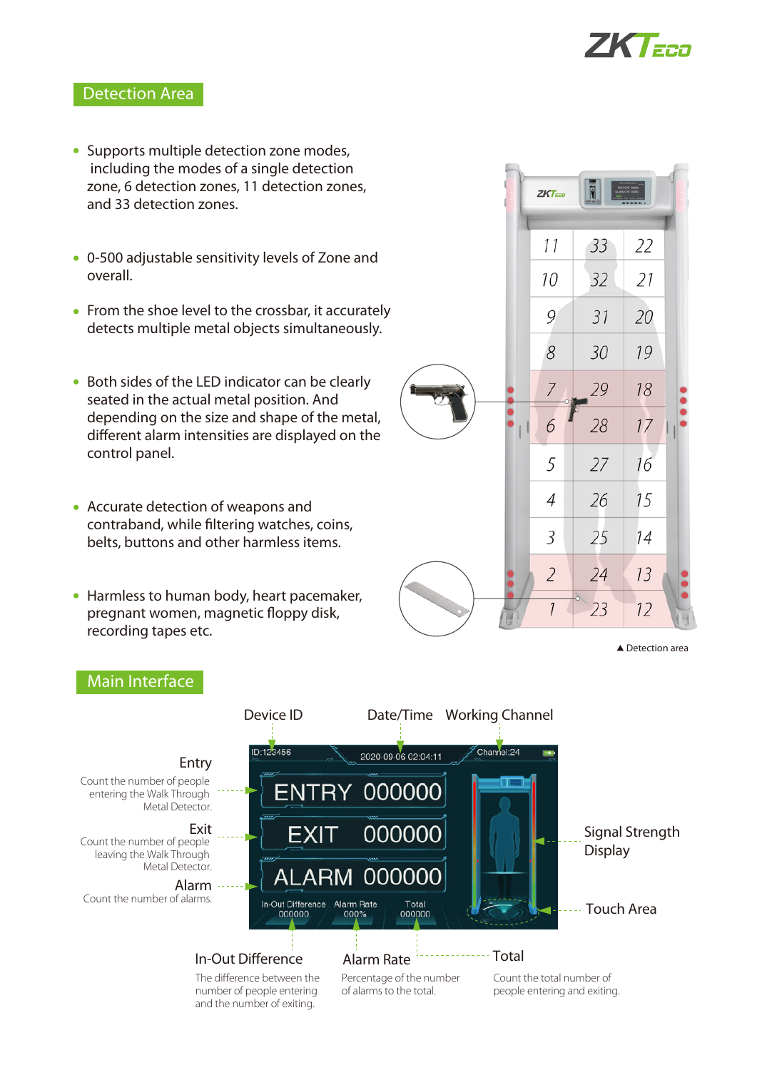## Detection Area

- Supports multiple detection zone modes, including the modes of a single detection zone, 6 detection zones, 11 detection zones, and 33 detection zones.
- 0-500 adjustable sensitivity levels of Zone and overall.
- From the shoe level to the crossbar, it accurately detects multiple metal objects simultaneously.
- Both sides of the LED indicator can be clearly seated in the actual metal position. And depending on the size and shape of the metal, different alarm intensities are displayed on the control panel.
- Accurate detection of weapons and contraband, while filtering watches, coins, belts, buttons and other harmless items.
- Harmless to human body, heart pacemaker, pregnant women, magnetic floppy disk, recording tapes etc.

▲ Detection area

## Main Interface

**Device ID**

**Date/Time**

**Working Channel**

**Entry**
Count the number of people entering the Walk Through Metal Detector.

**Exit**
Count the number of people leaving the Walk Through Metal Detector.

**Alarm**
Count the number of alarms.

**Signal Strength Display**

**Touch Area**

**In-Out Difference**
The difference between the number of people entering and the number of exiting.

**Alarm Rate**
Percentage of the number of alarms to the total.

**Total**
Count the total number of people entering and exiting.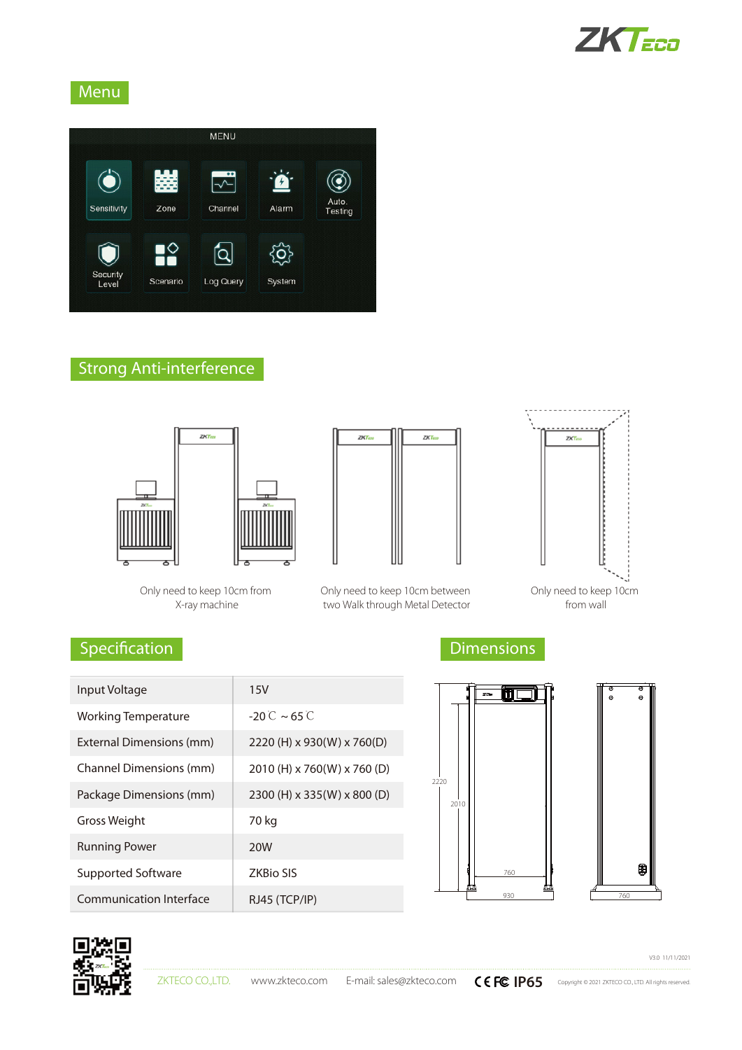## Menu

MENU

Sensitivity
Zone
Channel
Alarm
Auto. Testing
Security Level
Scenario
Log Query
System

## Strong Anti-interference

Only need to keep 10cm from X-ray machine

Only need to keep 10cm between two Walk through Metal Detector

Only need to keep 10cm from wall

## Specification

| | |
|---|---|
| Input Voltage | 15V |
| Working Temperature | -20℃ ~ 65℃ |
| External Dimensions (mm) | 2220 (H) x 930(W) x 760(D) |
| Channel Dimensions (mm) | 2010 (H) x 760(W) x 760 (D) |
| Package Dimensions (mm) | 2300 (H) x 335(W) x 800 (D) |
| Gross Weight | 70 kg |
| Running Power | 20W |
| Supported Software | ZKBio SIS |
| Communication Interface | RJ45 (TCP/IP) |

## Dimensions

2220
2010
760
930
760

V3.0 11/11/2021

ZKTECO CO.,LTD. www.zkteco.com E-mail: sales@zkteco.com CE FC IP65 Copyright © 2021 ZKTECO CO., LTD. All rights reserved.